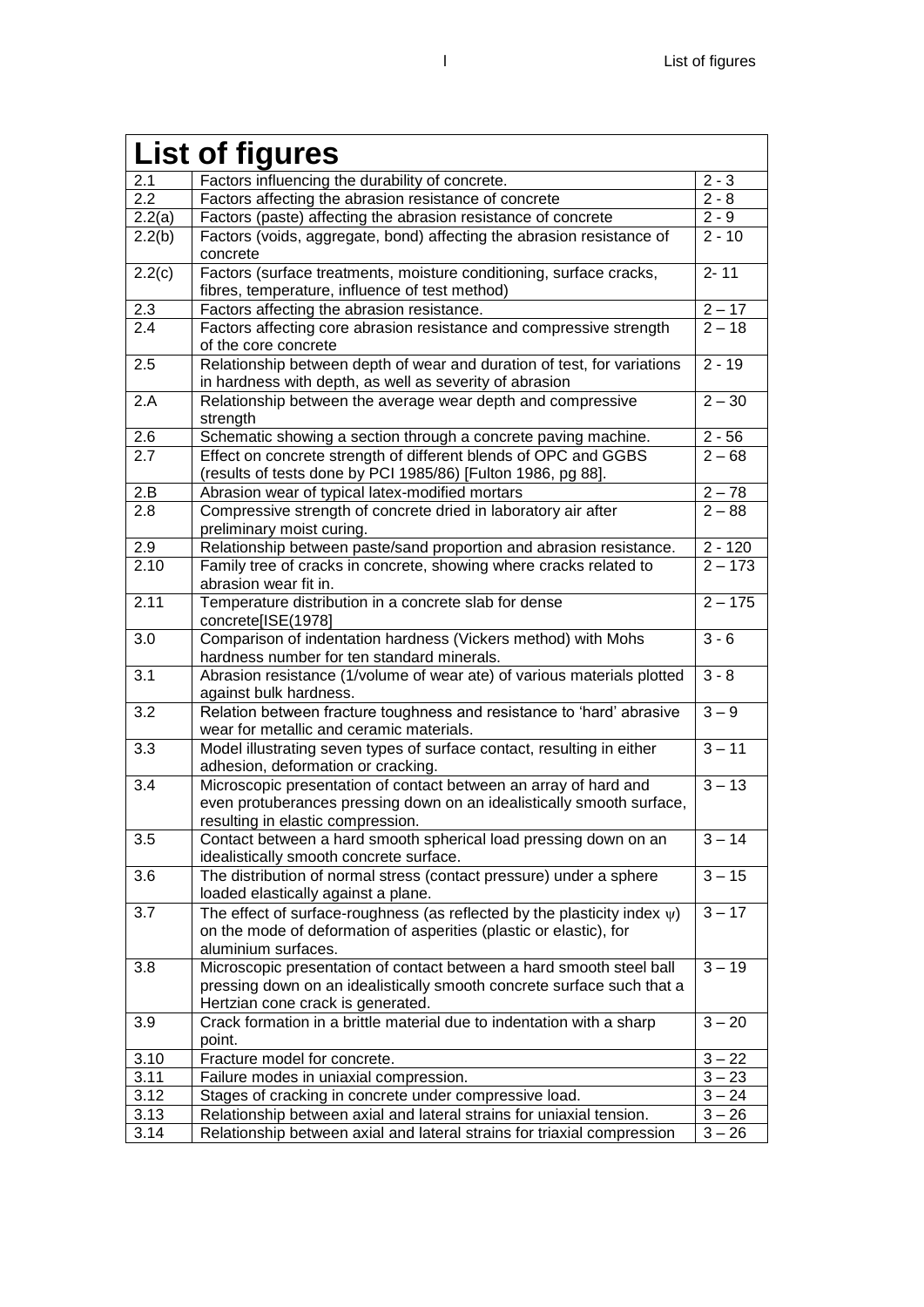# List of figures

| | | |
|---|---|---|
| 2.1 | Factors influencing the durability of concrete. | 2 - 3 |
| 2.2 | Factors affecting the abrasion resistance of concrete | 2 - 8 |
| 2.2(a) | Factors (paste) affecting the abrasion resistance of concrete | 2 - 9 |
| 2.2(b) | Factors (voids, aggregate, bond) affecting the abrasion resistance of concrete | 2 - 10 |
| 2.2(c) | Factors (surface treatments, moisture conditioning, surface cracks, fibres, temperature, influence of test method) | 2- 11 |
| 2.3 | Factors affecting the abrasion resistance. | 2 – 17 |
| 2.4 | Factors affecting core abrasion resistance and compressive strength of the core concrete | 2 – 18 |
| 2.5 | Relationship between depth of wear and duration of test, for variations in hardness with depth, as well as severity of abrasion | 2 - 19 |
| 2.A | Relationship between the average wear depth and compressive strength | 2 – 30 |
| 2.6 | Schematic showing a section through a concrete paving machine. | 2 - 56 |
| 2.7 | Effect on concrete strength of different blends of OPC and GGBS (results of tests done by PCI 1985/86) [Fulton 1986, pg 88]. | 2 – 68 |
| 2.B | Abrasion wear of typical latex-modified mortars | 2 – 78 |
| 2.8 | Compressive strength of concrete dried in laboratory air after preliminary moist curing. | 2 – 88 |
| 2.9 | Relationship between paste/sand proportion and abrasion resistance. | 2 - 120 |
| 2.10 | Family tree of cracks in concrete, showing where cracks related to abrasion wear fit in. | 2 – 173 |
| 2.11 | Temperature distribution in a concrete slab for dense concrete[ISE(1978] | 2 – 175 |
| 3.0 | Comparison of indentation hardness (Vickers method) with Mohs hardness number for ten standard minerals. | 3 - 6 |
| 3.1 | Abrasion resistance (1/volume of wear ate) of various materials plotted against bulk hardness. | 3 - 8 |
| 3.2 | Relation between fracture toughness and resistance to 'hard' abrasive wear for metallic and ceramic materials. | 3 – 9 |
| 3.3 | Model illustrating seven types of surface contact, resulting in either adhesion, deformation or cracking. | 3 – 11 |
| 3.4 | Microscopic presentation of contact between an array of hard and even protuberances pressing down on an idealistically smooth surface, resulting in elastic compression. | 3 – 13 |
| 3.5 | Contact between a hard smooth spherical load pressing down on an idealistically smooth concrete surface. | 3 – 14 |
| 3.6 | The distribution of normal stress (contact pressure) under a sphere loaded elastically against a plane. | 3 – 15 |
| 3.7 | The effect of surface-roughness (as reflected by the plasticity index $\psi$) on the mode of deformation of asperities (plastic or elastic), for aluminium surfaces. | 3 – 17 |
| 3.8 | Microscopic presentation of contact between a hard smooth steel ball pressing down on an idealistically smooth concrete surface such that a Hertzian cone crack is generated. | 3 – 19 |
| 3.9 | Crack formation in a brittle material due to indentation with a sharp point. | 3 – 20 |
| 3.10 | Fracture model for concrete. | 3 – 22 |
| 3.11 | Failure modes in uniaxial compression. | 3 – 23 |
| 3.12 | Stages of cracking in concrete under compressive load. | 3 – 24 |
| 3.13 | Relationship between axial and lateral strains for uniaxial tension. | 3 – 26 |
| 3.14 | Relationship between axial and lateral strains for triaxial compression | 3 – 26 |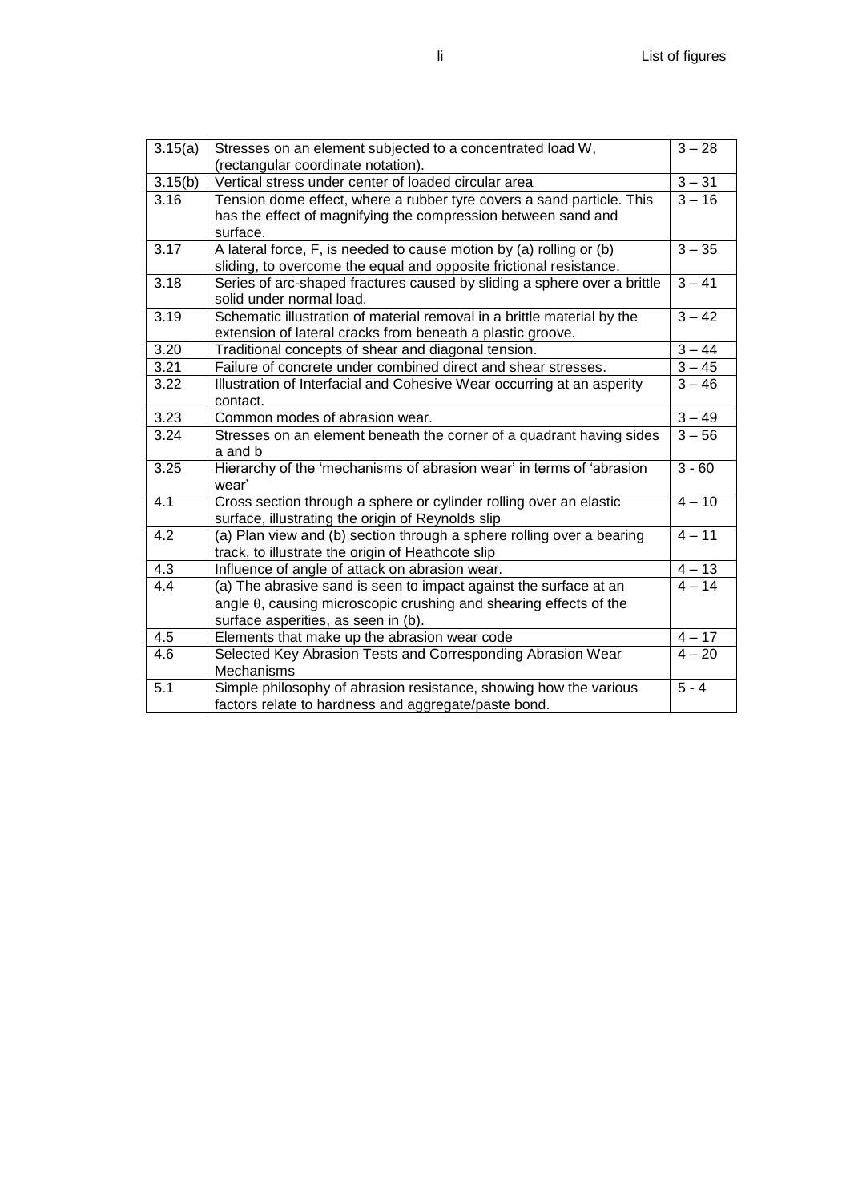| | | |
|---|---|---|
| 3.15(a) | Stresses on an element subjected to a concentrated load W, (rectangular coordinate notation). | 3 – 28 |
| 3.15(b) | Vertical stress under center of loaded circular area | 3 – 31 |
| 3.16 | Tension dome effect, where a rubber tyre covers a sand particle. This has the effect of magnifying the compression between sand and surface. | 3 – 16 |
| 3.17 | A lateral force, F, is needed to cause motion by (a) rolling or (b) sliding, to overcome the equal and opposite frictional resistance. | 3 – 35 |
| 3.18 | Series of arc-shaped fractures caused by sliding a sphere over a brittle solid under normal load. | 3 – 41 |
| 3.19 | Schematic illustration of material removal in a brittle material by the extension of lateral cracks from beneath a plastic groove. | 3 – 42 |
| 3.20 | Traditional concepts of shear and diagonal tension. | 3 – 44 |
| 3.21 | Failure of concrete under combined direct and shear stresses. | 3 – 45 |
| 3.22 | Illustration of Interfacial and Cohesive Wear occurring at an asperity contact. | 3 – 46 |
| 3.23 | Common modes of abrasion wear. | 3 – 49 |
| 3.24 | Stresses on an element beneath the corner of a quadrant having sides a and b | 3 – 56 |
| 3.25 | Hierarchy of the 'mechanisms of abrasion wear' in terms of 'abrasion wear' | 3 - 60 |
| 4.1 | Cross section through a sphere or cylinder rolling over an elastic surface, illustrating the origin of Reynolds slip | 4 – 10 |
| 4.2 | (a) Plan view and (b) section through a sphere rolling over a bearing track, to illustrate the origin of Heathcote slip | 4 – 11 |
| 4.3 | Influence of angle of attack on abrasion wear. | 4 – 13 |
| 4.4 | (a) The abrasive sand is seen to impact against the surface at an angle $\theta$, causing microscopic crushing and shearing effects of the surface asperities, as seen in (b). | 4 – 14 |
| 4.5 | Elements that make up the abrasion wear code | 4 – 17 |
| 4.6 | Selected Key Abrasion Tests and Corresponding Abrasion Wear Mechanisms | 4 – 20 |
| 5.1 | Simple philosophy of abrasion resistance, showing how the various factors relate to hardness and aggregate/paste bond. | 5 - 4 |